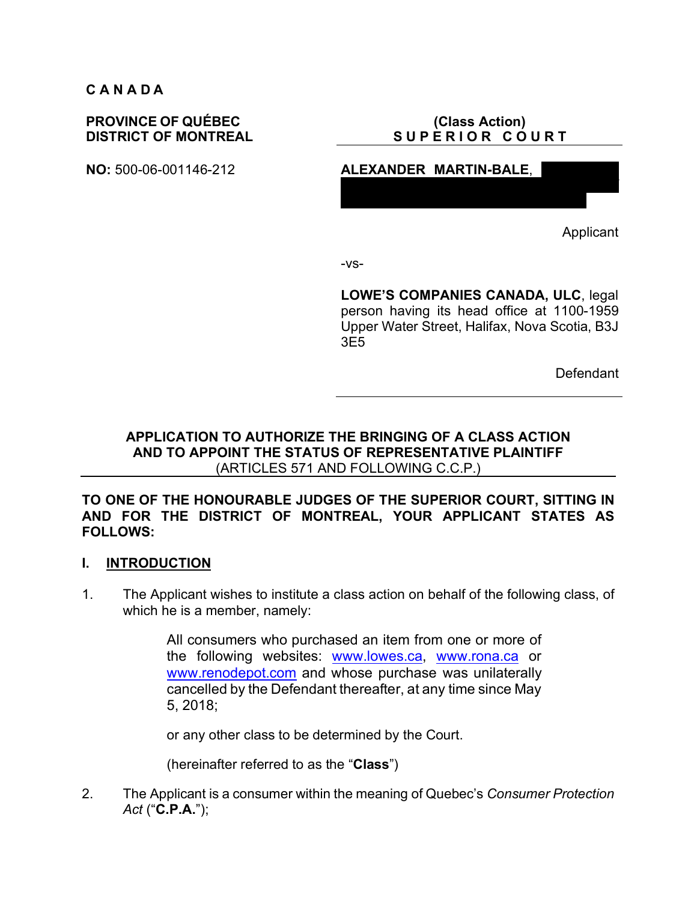**C A N A D A**

**PROVINCE OF QUÉBEC**
**DISTRICT OF MONTREAL**

**NO:** 500-06-001146-212

**(Class Action)**
**S U P E R I O R   C O U R T**

**ALEXANDER MARTIN-BALE**,

Applicant

-vs-

**LOWE'S COMPANIES CANADA, ULC**, legal person having its head office at 1100-1959 Upper Water Street, Halifax, Nova Scotia, B3J 3E5

Defendant

---

**APPLICATION TO AUTHORIZE THE BRINGING OF A CLASS ACTION AND TO APPOINT THE STATUS OF REPRESENTATIVE PLAINTIFF**
(ARTICLES 571 AND FOLLOWING C.C.P.)

---

**TO ONE OF THE HONOURABLE JUDGES OF THE SUPERIOR COURT, SITTING IN AND FOR THE DISTRICT OF MONTREAL, YOUR APPLICANT STATES AS FOLLOWS:**

## I. INTRODUCTION

1. The Applicant wishes to institute a class action on behalf of the following class, of which he is a member, namely:

   > All consumers who purchased an item from one or more of the following websites: www.lowes.ca, www.rona.ca or www.renodepot.com and whose purchase was unilaterally cancelled by the Defendant thereafter, at any time since May 5, 2018;
   >
   > or any other class to be determined by the Court.
   >
   > (hereinafter referred to as the "**Class**")

2. The Applicant is a consumer within the meaning of Quebec's *Consumer Protection Act* ("**C.P.A.**");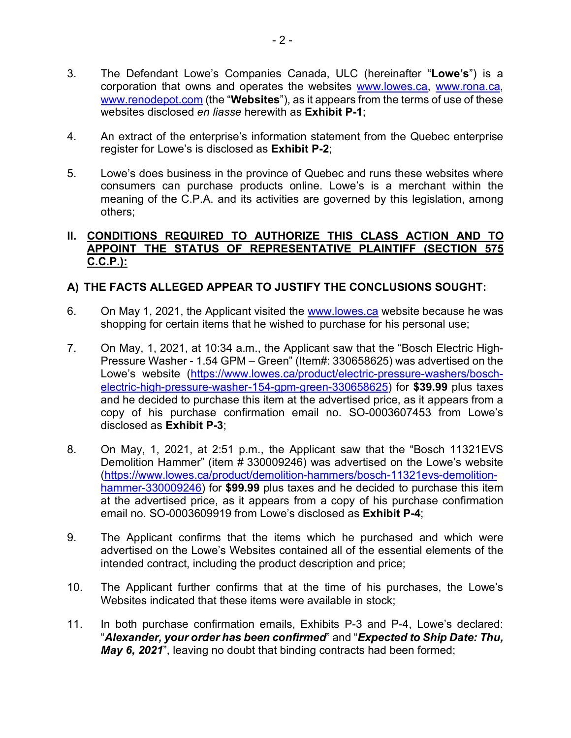3. The Defendant Lowe's Companies Canada, ULC (hereinafter "**Lowe's**") is a corporation that owns and operates the websites www.lowes.ca, www.rona.ca, www.renodepot.com (the "**Websites**"), as it appears from the terms of use of these websites disclosed *en liasse* herewith as **Exhibit P-1**;

4. An extract of the enterprise's information statement from the Quebec enterprise register for Lowe's is disclosed as **Exhibit P-2**;

5. Lowe's does business in the province of Quebec and runs these websites where consumers can purchase products online. Lowe's is a merchant within the meaning of the C.P.A. and its activities are governed by this legislation, among others;

## II. CONDITIONS REQUIRED TO AUTHORIZE THIS CLASS ACTION AND TO APPOINT THE STATUS OF REPRESENTATIVE PLAINTIFF (SECTION 575 C.C.P.):

### A) THE FACTS ALLEGED APPEAR TO JUSTIFY THE CONCLUSIONS SOUGHT:

6. On May 1, 2021, the Applicant visited the www.lowes.ca website because he was shopping for certain items that he wished to purchase for his personal use;

7. On May, 1, 2021, at 10:34 a.m., the Applicant saw that the "Bosch Electric High-Pressure Washer - 1.54 GPM – Green" (Item#: 330658625) was advertised on the Lowe's website (https://www.lowes.ca/product/electric-pressure-washers/bosch-electric-high-pressure-washer-154-gpm-green-330658625) for **$39.99** plus taxes and he decided to purchase this item at the advertised price, as it appears from a copy of his purchase confirmation email no. SO-0003607453 from Lowe's disclosed as **Exhibit P-3**;

8. On May, 1, 2021, at 2:51 p.m., the Applicant saw that the "Bosch 11321EVS Demolition Hammer" (item # 330009246) was advertised on the Lowe's website (https://www.lowes.ca/product/demolition-hammers/bosch-11321evs-demolition-hammer-330009246) for **$99.99** plus taxes and he decided to purchase this item at the advertised price, as it appears from a copy of his purchase confirmation email no. SO-0003609919 from Lowe's disclosed as **Exhibit P-4**;

9. The Applicant confirms that the items which he purchased and which were advertised on the Lowe's Websites contained all of the essential elements of the intended contract, including the product description and price;

10. The Applicant further confirms that at the time of his purchases, the Lowe's Websites indicated that these items were available in stock;

11. In both purchase confirmation emails, Exhibits P-3 and P-4, Lowe's declared: "***Alexander, your order has been confirmed***" and "***Expected to Ship Date: Thu, May 6, 2021***", leaving no doubt that binding contracts had been formed;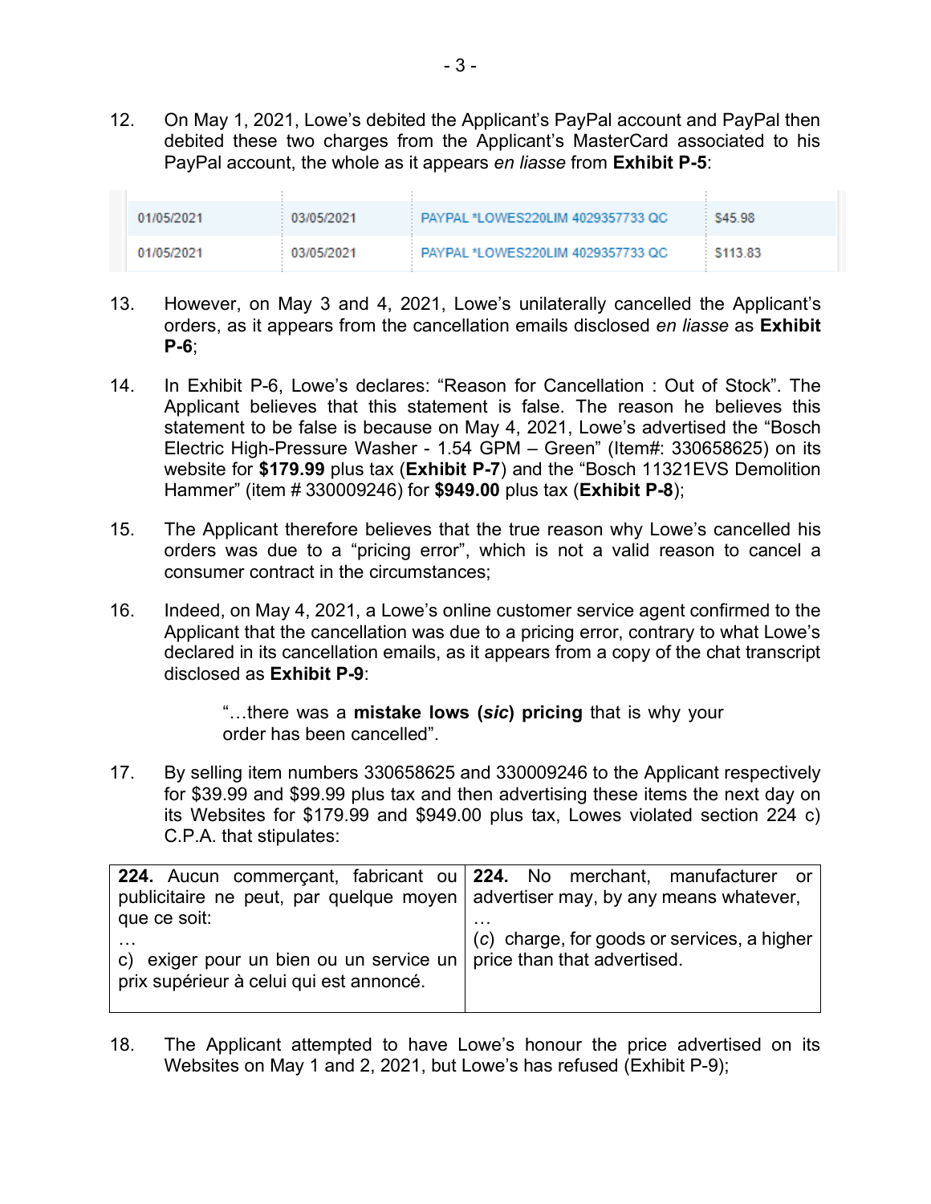12. On May 1, 2021, Lowe's debited the Applicant's PayPal account and PayPal then debited these two charges from the Applicant's MasterCard associated to his PayPal account, the whole as it appears *en liasse* from **Exhibit P-5**:

| | | | |
|---|---|---|---|
| 01/05/2021 | 03/05/2021 | PAYPAL *LOWES220LIM 4029357733 QC | $45.98 |
| 01/05/2021 | 03/05/2021 | PAYPAL *LOWES220LIM 4029357733 QC | $113.83 |

13. However, on May 3 and 4, 2021, Lowe's unilaterally cancelled the Applicant's orders, as it appears from the cancellation emails disclosed *en liasse* as **Exhibit P-6**;

14. In Exhibit P-6, Lowe's declares: "Reason for Cancellation : Out of Stock". The Applicant believes that this statement is false. The reason he believes this statement to be false is because on May 4, 2021, Lowe's advertised the "Bosch Electric High-Pressure Washer - 1.54 GPM – Green" (Item#: 330658625) on its website for **$179.99** plus tax (**Exhibit P-7**) and the "Bosch 11321EVS Demolition Hammer" (item # 330009246) for **$949.00** plus tax (**Exhibit P-8**);

15. The Applicant therefore believes that the true reason why Lowe's cancelled his orders was due to a "pricing error", which is not a valid reason to cancel a consumer contract in the circumstances;

16. Indeed, on May 4, 2021, a Lowe's online customer service agent confirmed to the Applicant that the cancellation was due to a pricing error, contrary to what Lowe's declared in its cancellation emails, as it appears from a copy of the chat transcript disclosed as **Exhibit P-9**:

> "…there was a **mistake lows (*sic*) pricing** that is why your order has been cancelled".

17. By selling item numbers 330658625 and 330009246 to the Applicant respectively for $39.99 and $99.99 plus tax and then advertising these items the next day on its Websites for $179.99 and $949.00 plus tax, Lowes violated section 224 c) C.P.A. that stipulates:

| | |
|---|---|
| **224.** Aucun commerçant, fabricant ou publicitaire ne peut, par quelque moyen que ce soit:<br>…<br>c) exiger pour un bien ou un service un prix supérieur à celui qui est annoncé. | **224.** No merchant, manufacturer or advertiser may, by any means whatever,<br>…<br>(*c*) charge, for goods or services, a higher price than that advertised. |

18. The Applicant attempted to have Lowe's honour the price advertised on its Websites on May 1 and 2, 2021, but Lowe's has refused (Exhibit P-9);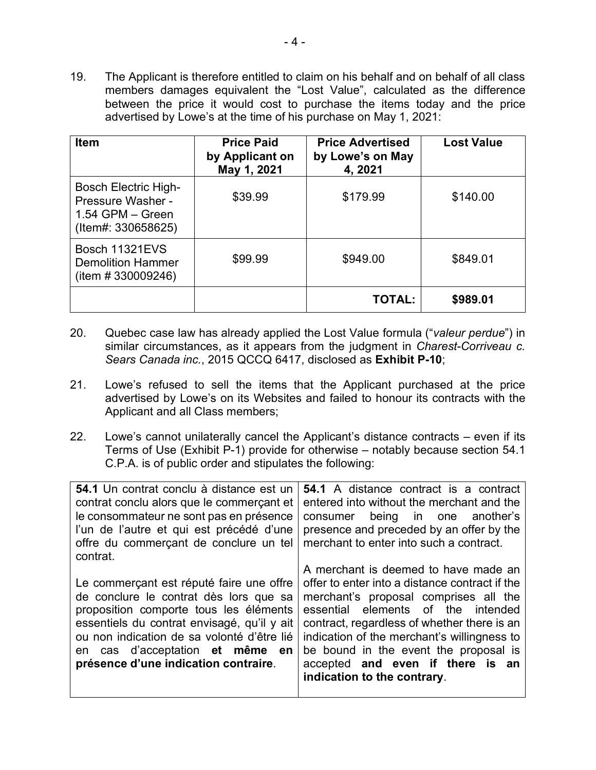19. The Applicant is therefore entitled to claim on his behalf and on behalf of all class members damages equivalent the "Lost Value", calculated as the difference between the price it would cost to purchase the items today and the price advertised by Lowe's at the time of his purchase on May 1, 2021:

| Item | Price Paid by Applicant on May 1, 2021 | Price Advertised by Lowe's on May 4, 2021 | Lost Value |
|---|---|---|---|
| Bosch Electric High-Pressure Washer - 1.54 GPM – Green (Item#: 330658625) | $39.99 | $179.99 | $140.00 |
| Bosch 11321EVS Demolition Hammer (item # 330009246) | $99.99 | $949.00 | $849.01 |
| | | **TOTAL:** | **$989.01** |

20. Quebec case law has already applied the Lost Value formula ("*valeur perdue*") in similar circumstances, as it appears from the judgment in *Charest-Corriveau c. Sears Canada inc.*, 2015 QCCQ 6417, disclosed as **Exhibit P-10**;

21. Lowe's refused to sell the items that the Applicant purchased at the price advertised by Lowe's on its Websites and failed to honour its contracts with the Applicant and all Class members;

22. Lowe's cannot unilaterally cancel the Applicant's distance contracts – even if its Terms of Use (Exhibit P-1) provide for otherwise – notably because section 54.1 C.P.A. is of public order and stipulates the following:

| | |
|---|---|
| **54.1** Un contrat conclu à distance est un contrat conclu alors que le commerçant et le consommateur ne sont pas en présence l'un de l'autre et qui est précédé d'une offre du commerçant de conclure un tel contrat.<br><br>Le commerçant est réputé faire une offre de conclure le contrat dès lors que sa proposition comporte tous les éléments essentiels du contrat envisagé, qu'il y ait ou non indication de sa volonté d'être lié en cas d'acceptation **et même en présence d'une indication contraire**. | **54.1** A distance contract is a contract entered into without the merchant and the consumer being in one another's presence and preceded by an offer by the merchant to enter into such a contract.<br><br>A merchant is deemed to have made an offer to enter into a distance contract if the merchant's proposal comprises all the essential elements of the intended contract, regardless of whether there is an indication of the merchant's willingness to be bound in the event the proposal is accepted **and even if there is an indication to the contrary**. |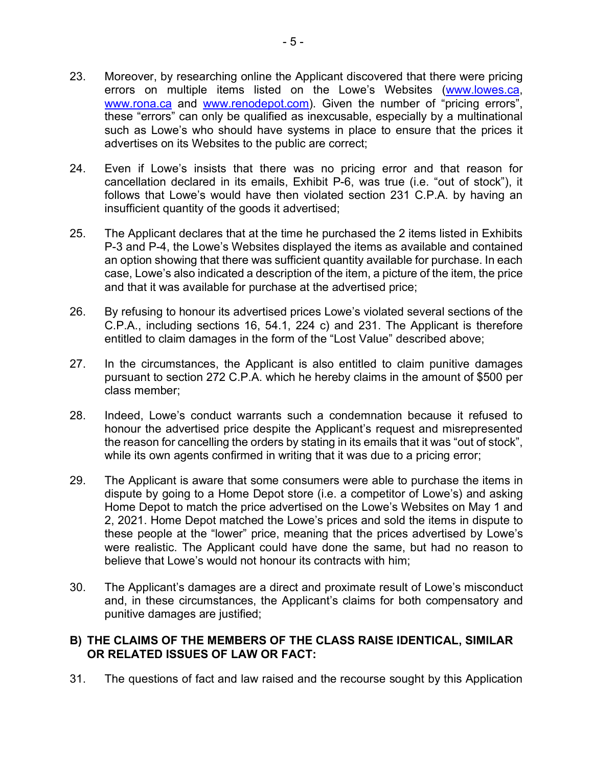23. Moreover, by researching online the Applicant discovered that there were pricing errors on multiple items listed on the Lowe's Websites (www.lowes.ca, www.rona.ca and www.renodepot.com). Given the number of "pricing errors", these "errors" can only be qualified as inexcusable, especially by a multinational such as Lowe's who should have systems in place to ensure that the prices it advertises on its Websites to the public are correct;

24. Even if Lowe's insists that there was no pricing error and that reason for cancellation declared in its emails, Exhibit P-6, was true (i.e. "out of stock"), it follows that Lowe's would have then violated section 231 C.P.A. by having an insufficient quantity of the goods it advertised;

25. The Applicant declares that at the time he purchased the 2 items listed in Exhibits P-3 and P-4, the Lowe's Websites displayed the items as available and contained an option showing that there was sufficient quantity available for purchase. In each case, Lowe's also indicated a description of the item, a picture of the item, the price and that it was available for purchase at the advertised price;

26. By refusing to honour its advertised prices Lowe's violated several sections of the C.P.A., including sections 16, 54.1, 224 c) and 231. The Applicant is therefore entitled to claim damages in the form of the "Lost Value" described above;

27. In the circumstances, the Applicant is also entitled to claim punitive damages pursuant to section 272 C.P.A. which he hereby claims in the amount of $500 per class member;

28. Indeed, Lowe's conduct warrants such a condemnation because it refused to honour the advertised price despite the Applicant's request and misrepresented the reason for cancelling the orders by stating in its emails that it was "out of stock", while its own agents confirmed in writing that it was due to a pricing error;

29. The Applicant is aware that some consumers were able to purchase the items in dispute by going to a Home Depot store (i.e. a competitor of Lowe's) and asking Home Depot to match the price advertised on the Lowe's Websites on May 1 and 2, 2021. Home Depot matched the Lowe's prices and sold the items in dispute to these people at the "lower" price, meaning that the prices advertised by Lowe's were realistic. The Applicant could have done the same, but had no reason to believe that Lowe's would not honour its contracts with him;

30. The Applicant's damages are a direct and proximate result of Lowe's misconduct and, in these circumstances, the Applicant's claims for both compensatory and punitive damages are justified;

## B) THE CLAIMS OF THE MEMBERS OF THE CLASS RAISE IDENTICAL, SIMILAR OR RELATED ISSUES OF LAW OR FACT:

31. The questions of fact and law raised and the recourse sought by this Application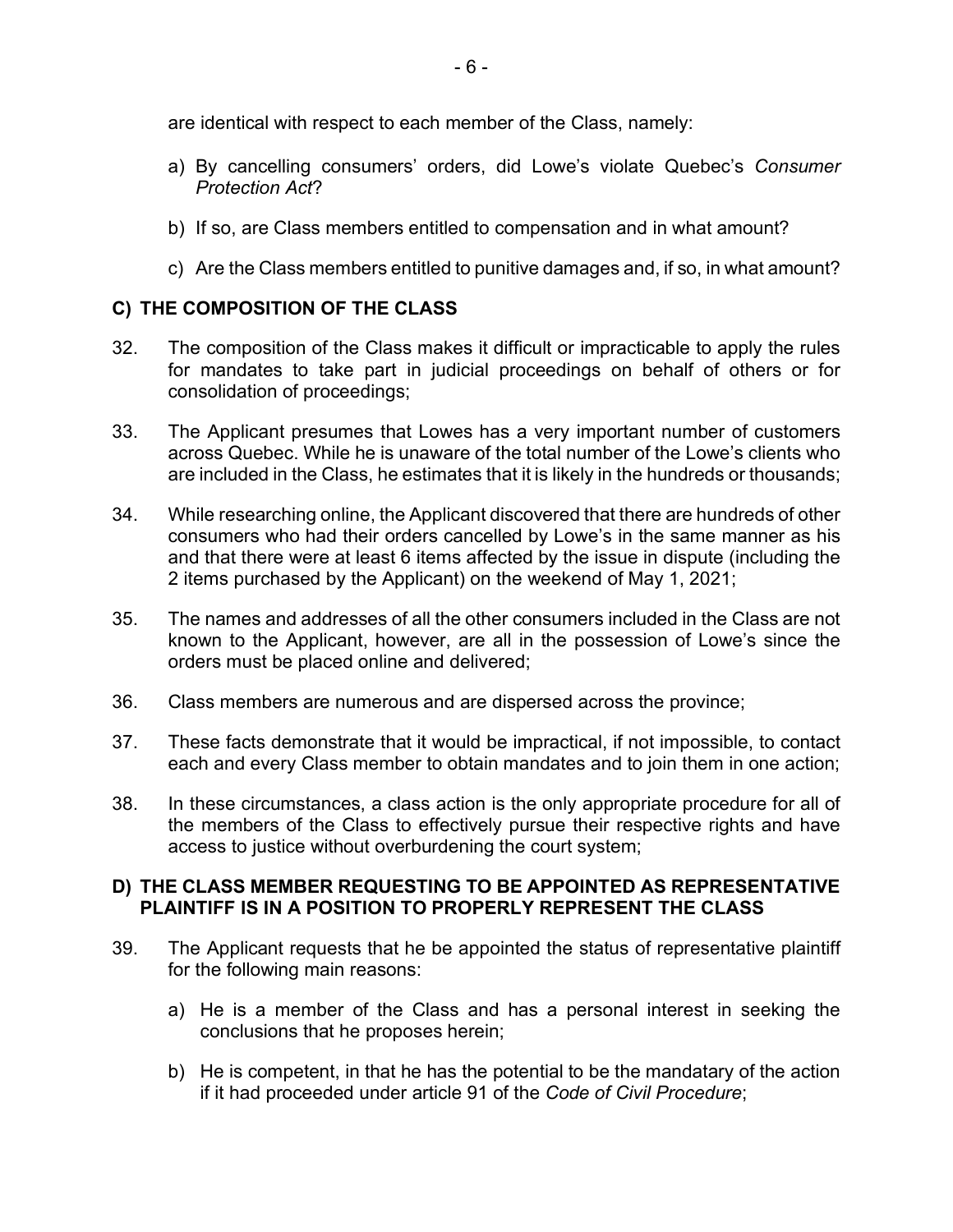are identical with respect to each member of the Class, namely:

a) By cancelling consumers' orders, did Lowe's violate Quebec's *Consumer Protection Act*?

b) If so, are Class members entitled to compensation and in what amount?

c) Are the Class members entitled to punitive damages and, if so, in what amount?

## C) THE COMPOSITION OF THE CLASS

32. The composition of the Class makes it difficult or impracticable to apply the rules for mandates to take part in judicial proceedings on behalf of others or for consolidation of proceedings;

33. The Applicant presumes that Lowes has a very important number of customers across Quebec. While he is unaware of the total number of the Lowe's clients who are included in the Class, he estimates that it is likely in the hundreds or thousands;

34. While researching online, the Applicant discovered that there are hundreds of other consumers who had their orders cancelled by Lowe's in the same manner as his and that there were at least 6 items affected by the issue in dispute (including the 2 items purchased by the Applicant) on the weekend of May 1, 2021;

35. The names and addresses of all the other consumers included in the Class are not known to the Applicant, however, are all in the possession of Lowe's since the orders must be placed online and delivered;

36. Class members are numerous and are dispersed across the province;

37. These facts demonstrate that it would be impractical, if not impossible, to contact each and every Class member to obtain mandates and to join them in one action;

38. In these circumstances, a class action is the only appropriate procedure for all of the members of the Class to effectively pursue their respective rights and have access to justice without overburdening the court system;

## D) THE CLASS MEMBER REQUESTING TO BE APPOINTED AS REPRESENTATIVE PLAINTIFF IS IN A POSITION TO PROPERLY REPRESENT THE CLASS

39. The Applicant requests that he be appointed the status of representative plaintiff for the following main reasons:

a) He is a member of the Class and has a personal interest in seeking the conclusions that he proposes herein;

b) He is competent, in that he has the potential to be the mandatary of the action if it had proceeded under article 91 of the *Code of Civil Procedure*;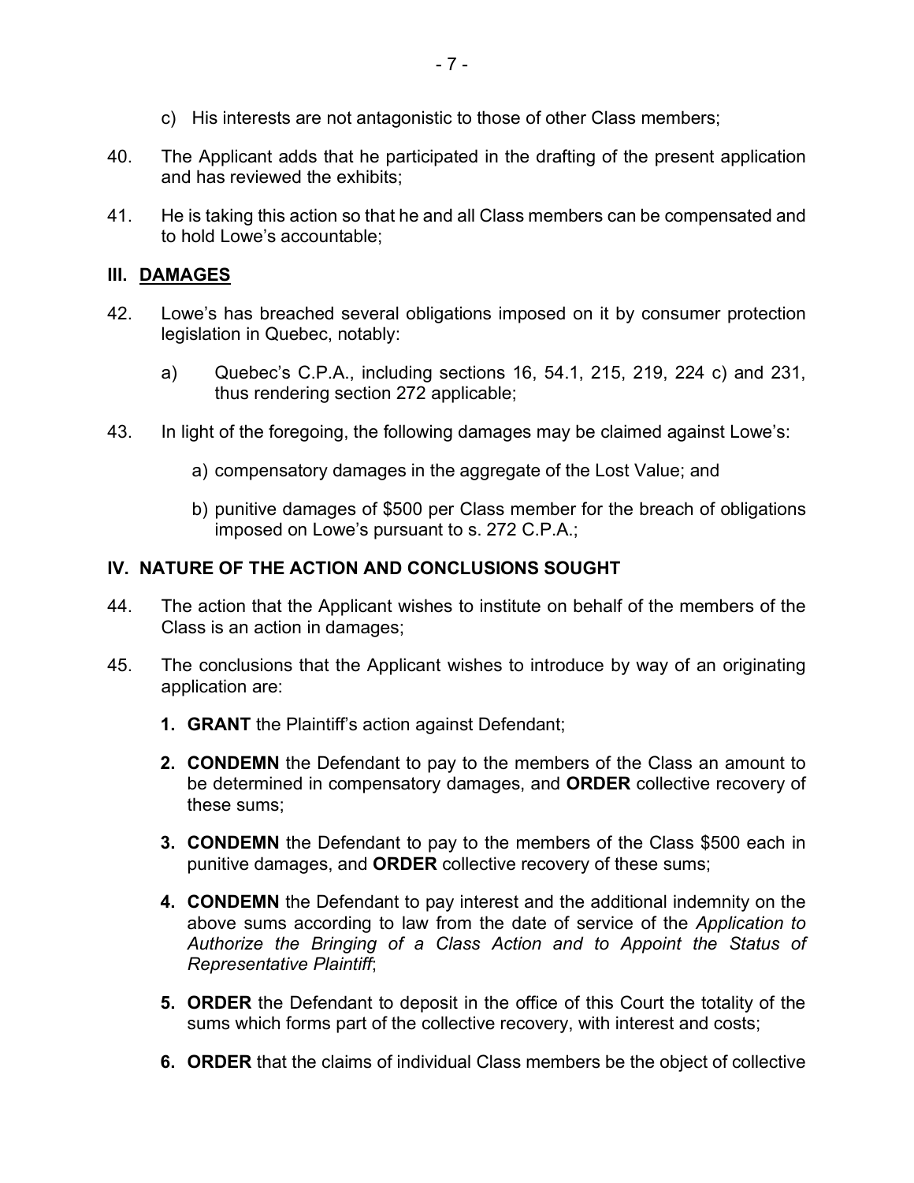c) His interests are not antagonistic to those of other Class members;

40. The Applicant adds that he participated in the drafting of the present application and has reviewed the exhibits;

41. He is taking this action so that he and all Class members can be compensated and to hold Lowe's accountable;

## III. DAMAGES

42. Lowe's has breached several obligations imposed on it by consumer protection legislation in Quebec, notably:

    a) Quebec's C.P.A., including sections 16, 54.1, 215, 219, 224 c) and 231, thus rendering section 272 applicable;

43. In light of the foregoing, the following damages may be claimed against Lowe's:

    a) compensatory damages in the aggregate of the Lost Value; and

    b) punitive damages of $500 per Class member for the breach of obligations imposed on Lowe's pursuant to s. 272 C.P.A.;

## IV. NATURE OF THE ACTION AND CONCLUSIONS SOUGHT

44. The action that the Applicant wishes to institute on behalf of the members of the Class is an action in damages;

45. The conclusions that the Applicant wishes to introduce by way of an originating application are:

    **1. GRANT** the Plaintiff's action against Defendant;

    **2. CONDEMN** the Defendant to pay to the members of the Class an amount to be determined in compensatory damages, and **ORDER** collective recovery of these sums;

    **3. CONDEMN** the Defendant to pay to the members of the Class $500 each in punitive damages, and **ORDER** collective recovery of these sums;

    **4. CONDEMN** the Defendant to pay interest and the additional indemnity on the above sums according to law from the date of service of the *Application to Authorize the Bringing of a Class Action and to Appoint the Status of Representative Plaintiff*;

    **5. ORDER** the Defendant to deposit in the office of this Court the totality of the sums which forms part of the collective recovery, with interest and costs;

    **6. ORDER** that the claims of individual Class members be the object of collective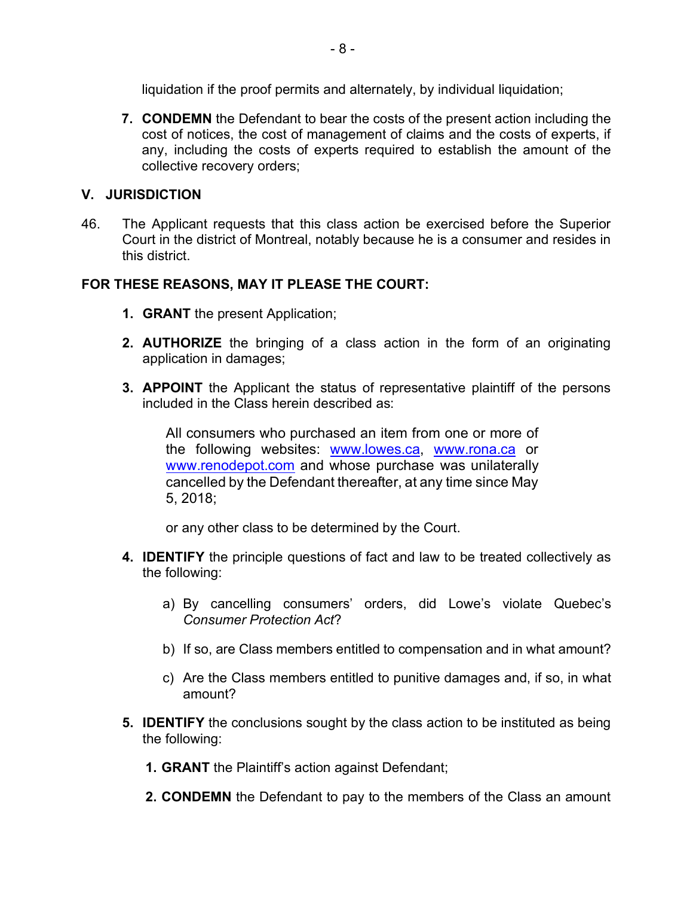liquidation if the proof permits and alternately, by individual liquidation;

7. **CONDEMN** the Defendant to bear the costs of the present action including the cost of notices, the cost of management of claims and the costs of experts, if any, including the costs of experts required to establish the amount of the collective recovery orders;

## V. JURISDICTION

46. The Applicant requests that this class action be exercised before the Superior Court in the district of Montreal, notably because he is a consumer and resides in this district.

**FOR THESE REASONS, MAY IT PLEASE THE COURT:**

1. **GRANT** the present Application;

2. **AUTHORIZE** the bringing of a class action in the form of an originating application in damages;

3. **APPOINT** the Applicant the status of representative plaintiff of the persons included in the Class herein described as:

   > All consumers who purchased an item from one or more of the following websites: www.lowes.ca, www.rona.ca or www.renodepot.com and whose purchase was unilaterally cancelled by the Defendant thereafter, at any time since May 5, 2018;
   >
   > or any other class to be determined by the Court.

4. **IDENTIFY** the principle questions of fact and law to be treated collectively as the following:

   a) By cancelling consumers' orders, did Lowe's violate Quebec's *Consumer Protection Act*?

   b) If so, are Class members entitled to compensation and in what amount?

   c) Are the Class members entitled to punitive damages and, if so, in what amount?

5. **IDENTIFY** the conclusions sought by the class action to be instituted as being the following:

   1. **GRANT** the Plaintiff's action against Defendant;

   2. **CONDEMN** the Defendant to pay to the members of the Class an amount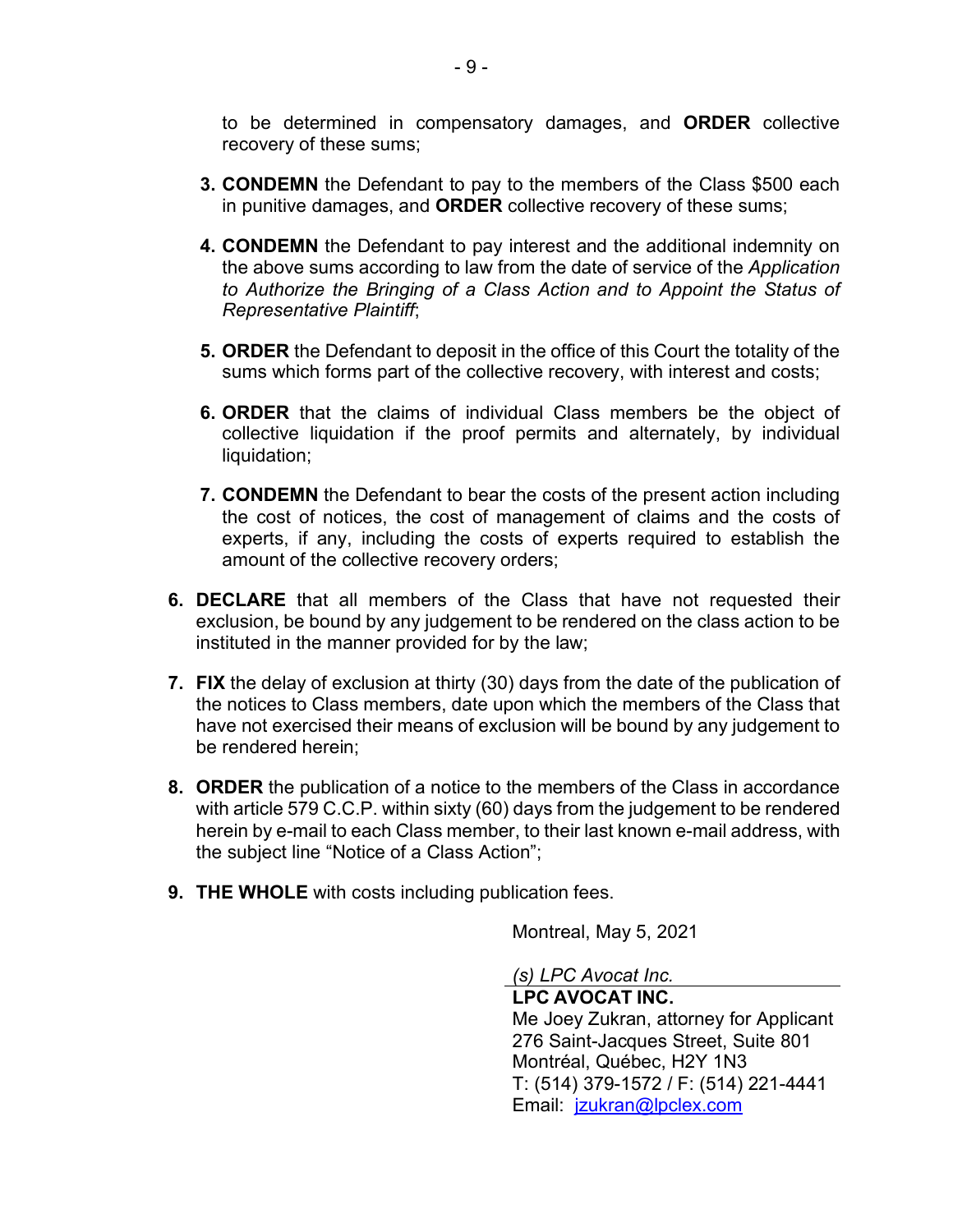to be determined in compensatory damages, and **ORDER** collective recovery of these sums;

3. **CONDEMN** the Defendant to pay to the members of the Class $500 each in punitive damages, and **ORDER** collective recovery of these sums;

4. **CONDEMN** the Defendant to pay interest and the additional indemnity on the above sums according to law from the date of service of the *Application to Authorize the Bringing of a Class Action and to Appoint the Status of Representative Plaintiff*;

5. **ORDER** the Defendant to deposit in the office of this Court the totality of the sums which forms part of the collective recovery, with interest and costs;

6. **ORDER** that the claims of individual Class members be the object of collective liquidation if the proof permits and alternately, by individual liquidation;

7. **CONDEMN** the Defendant to bear the costs of the present action including the cost of notices, the cost of management of claims and the costs of experts, if any, including the costs of experts required to establish the amount of the collective recovery orders;

6. **DECLARE** that all members of the Class that have not requested their exclusion, be bound by any judgement to be rendered on the class action to be instituted in the manner provided for by the law;

7. **FIX** the delay of exclusion at thirty (30) days from the date of the publication of the notices to Class members, date upon which the members of the Class that have not exercised their means of exclusion will be bound by any judgement to be rendered herein;

8. **ORDER** the publication of a notice to the members of the Class in accordance with article 579 C.C.P. within sixty (60) days from the judgement to be rendered herein by e-mail to each Class member, to their last known e-mail address, with the subject line "Notice of a Class Action";

9. **THE WHOLE** with costs including publication fees.

Montreal, May 5, 2021

*(s) LPC Avocat Inc.*

**LPC AVOCAT INC.**
Me Joey Zukran, attorney for Applicant
276 Saint-Jacques Street, Suite 801
Montréal, Québec, H2Y 1N3
T: (514) 379-1572 / F: (514) 221-4441
Email: jzukran@lpclex.com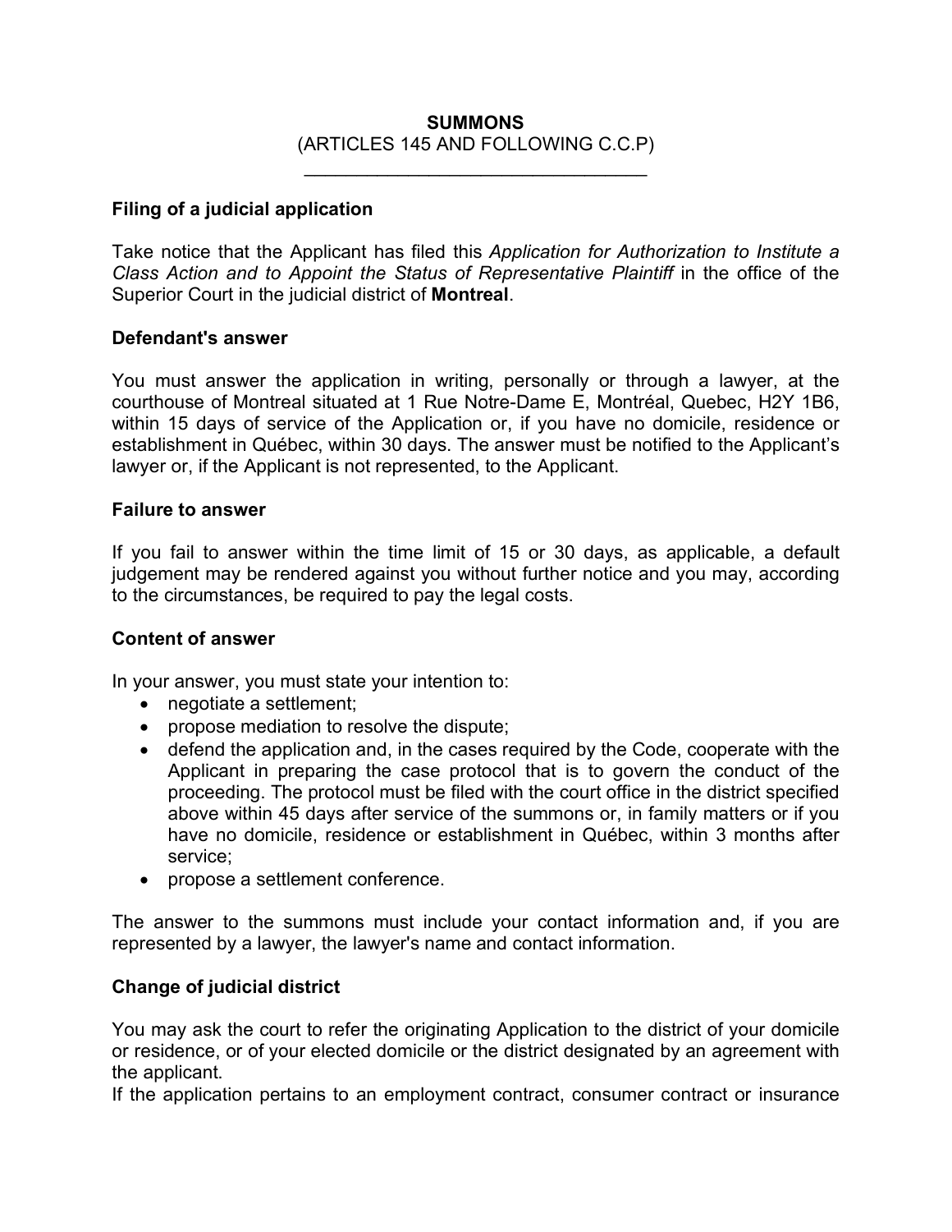# SUMMONS

(ARTICLES 145 AND FOLLOWING C.C.P)

---

### Filing of a judicial application

Take notice that the Applicant has filed this *Application for Authorization to Institute a Class Action and to Appoint the Status of Representative Plaintiff* in the office of the Superior Court in the judicial district of **Montreal**.

### Defendant's answer

You must answer the application in writing, personally or through a lawyer, at the courthouse of Montreal situated at 1 Rue Notre-Dame E, Montréal, Quebec, H2Y 1B6, within 15 days of service of the Application or, if you have no domicile, residence or establishment in Québec, within 30 days. The answer must be notified to the Applicant's lawyer or, if the Applicant is not represented, to the Applicant.

### Failure to answer

If you fail to answer within the time limit of 15 or 30 days, as applicable, a default judgement may be rendered against you without further notice and you may, according to the circumstances, be required to pay the legal costs.

### Content of answer

In your answer, you must state your intention to:

- negotiate a settlement;
- propose mediation to resolve the dispute;
- defend the application and, in the cases required by the Code, cooperate with the Applicant in preparing the case protocol that is to govern the conduct of the proceeding. The protocol must be filed with the court office in the district specified above within 45 days after service of the summons or, in family matters or if you have no domicile, residence or establishment in Québec, within 3 months after service;
- propose a settlement conference.

The answer to the summons must include your contact information and, if you are represented by a lawyer, the lawyer's name and contact information.

### Change of judicial district

You may ask the court to refer the originating Application to the district of your domicile or residence, or of your elected domicile or the district designated by an agreement with the applicant.

If the application pertains to an employment contract, consumer contract or insurance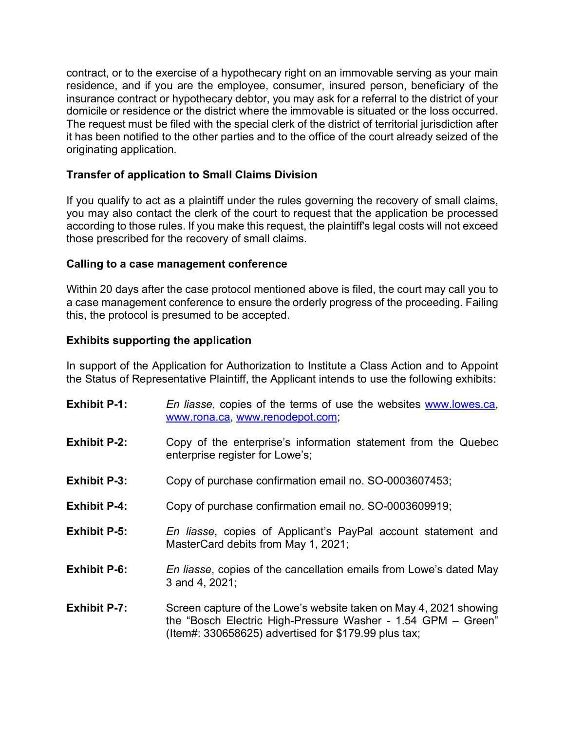contract, or to the exercise of a hypothecary right on an immovable serving as your main residence, and if you are the employee, consumer, insured person, beneficiary of the insurance contract or hypothecary debtor, you may ask for a referral to the district of your domicile or residence or the district where the immovable is situated or the loss occurred. The request must be filed with the special clerk of the district of territorial jurisdiction after it has been notified to the other parties and to the office of the court already seized of the originating application.

**Transfer of application to Small Claims Division**

If you qualify to act as a plaintiff under the rules governing the recovery of small claims, you may also contact the clerk of the court to request that the application be processed according to those rules. If you make this request, the plaintiff's legal costs will not exceed those prescribed for the recovery of small claims.

**Calling to a case management conference**

Within 20 days after the case protocol mentioned above is filed, the court may call you to a case management conference to ensure the orderly progress of the proceeding. Failing this, the protocol is presumed to be accepted.

**Exhibits supporting the application**

In support of the Application for Authorization to Institute a Class Action and to Appoint the Status of Representative Plaintiff, the Applicant intends to use the following exhibits:

**Exhibit P-1:** *En liasse*, copies of the terms of use the websites www.lowes.ca, www.rona.ca, www.renodepot.com;

**Exhibit P-2:** Copy of the enterprise's information statement from the Quebec enterprise register for Lowe's;

**Exhibit P-3:** Copy of purchase confirmation email no. SO-0003607453;

**Exhibit P-4:** Copy of purchase confirmation email no. SO-0003609919;

**Exhibit P-5:** *En liasse*, copies of Applicant's PayPal account statement and MasterCard debits from May 1, 2021;

**Exhibit P-6:** *En liasse*, copies of the cancellation emails from Lowe's dated May 3 and 4, 2021;

**Exhibit P-7:** Screen capture of the Lowe's website taken on May 4, 2021 showing the "Bosch Electric High-Pressure Washer - 1.54 GPM – Green" (Item#: 330658625) advertised for $179.99 plus tax;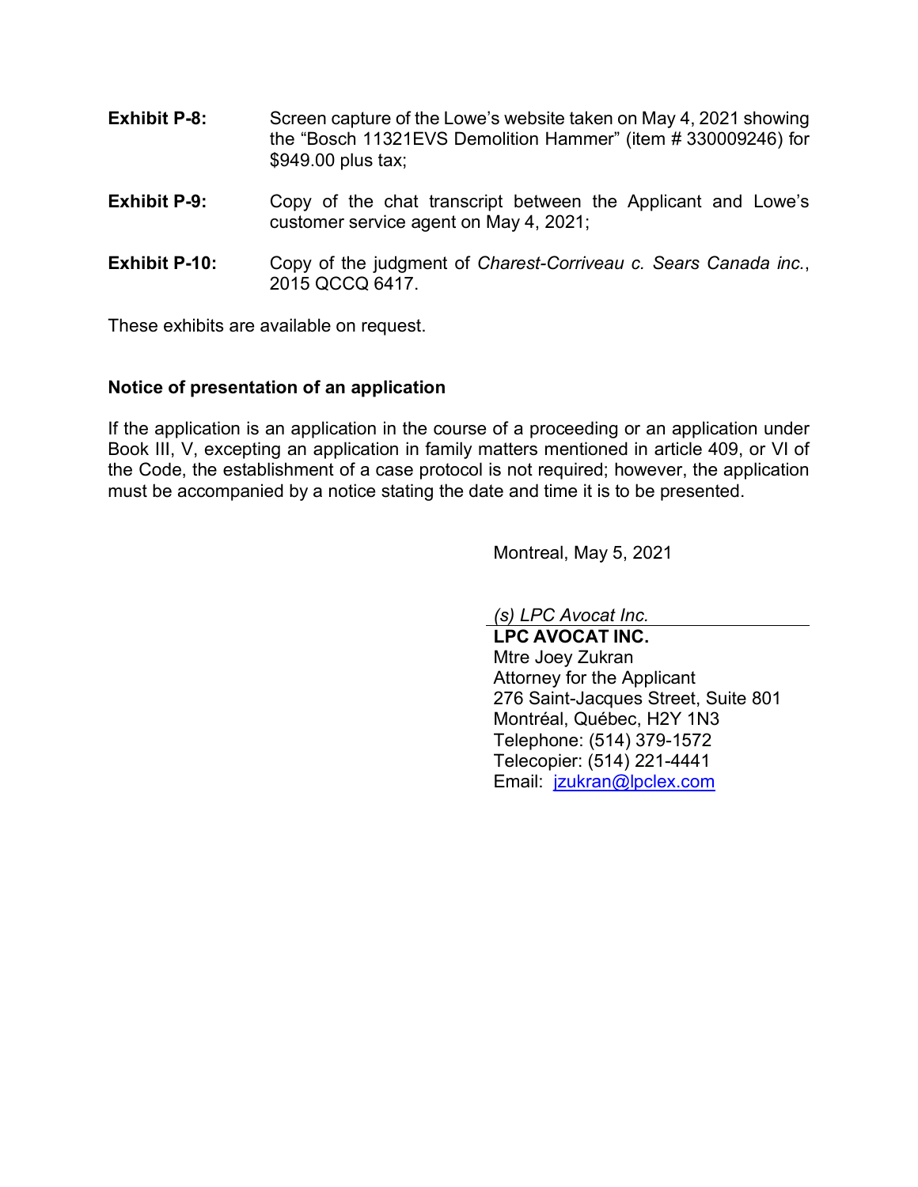**Exhibit P-8:** Screen capture of the Lowe's website taken on May 4, 2021 showing the "Bosch 11321EVS Demolition Hammer" (item # 330009246) for $949.00 plus tax;

**Exhibit P-9:** Copy of the chat transcript between the Applicant and Lowe's customer service agent on May 4, 2021;

**Exhibit P-10:** Copy of the judgment of *Charest-Corriveau c. Sears Canada inc.*, 2015 QCCQ 6417.

These exhibits are available on request.

**Notice of presentation of an application**

If the application is an application in the course of a proceeding or an application under Book III, V, excepting an application in family matters mentioned in article 409, or VI of the Code, the establishment of a case protocol is not required; however, the application must be accompanied by a notice stating the date and time it is to be presented.

Montreal, May 5, 2021

*(s) LPC Avocat Inc.*
**LPC AVOCAT INC.**
Mtre Joey Zukran
Attorney for the Applicant
276 Saint-Jacques Street, Suite 801
Montréal, Québec, H2Y 1N3
Telephone: (514) 379-1572
Telecopier: (514) 221-4441
Email: jzukran@lpclex.com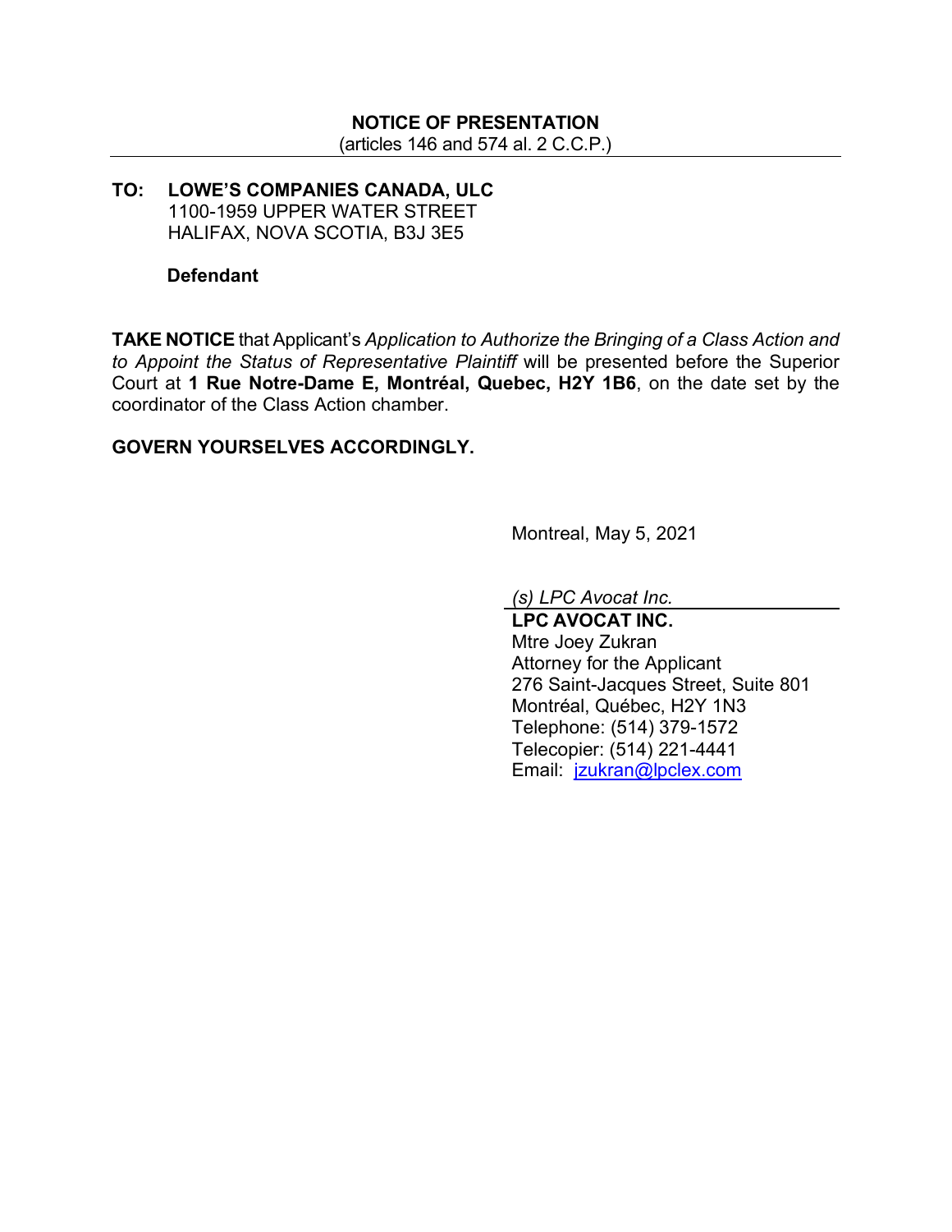**NOTICE OF PRESENTATION**
(articles 146 and 574 al. 2 C.C.P.)

---

**TO: LOWE'S COMPANIES CANADA, ULC**
1100-1959 UPPER WATER STREET
HALIFAX, NOVA SCOTIA, B3J 3E5

**Defendant**

**TAKE NOTICE** that Applicant's *Application to Authorize the Bringing of a Class Action and to Appoint the Status of Representative Plaintiff* will be presented before the Superior Court at **1 Rue Notre-Dame E, Montréal, Quebec, H2Y 1B6**, on the date set by the coordinator of the Class Action chamber.

**GOVERN YOURSELVES ACCORDINGLY.**

Montreal, May 5, 2021

*(s) LPC Avocat Inc.*

**LPC AVOCAT INC.**
Mtre Joey Zukran
Attorney for the Applicant
276 Saint-Jacques Street, Suite 801
Montréal, Québec, H2Y 1N3
Telephone: (514) 379-1572
Telecopier: (514) 221-4441
Email: jzukran@lpclex.com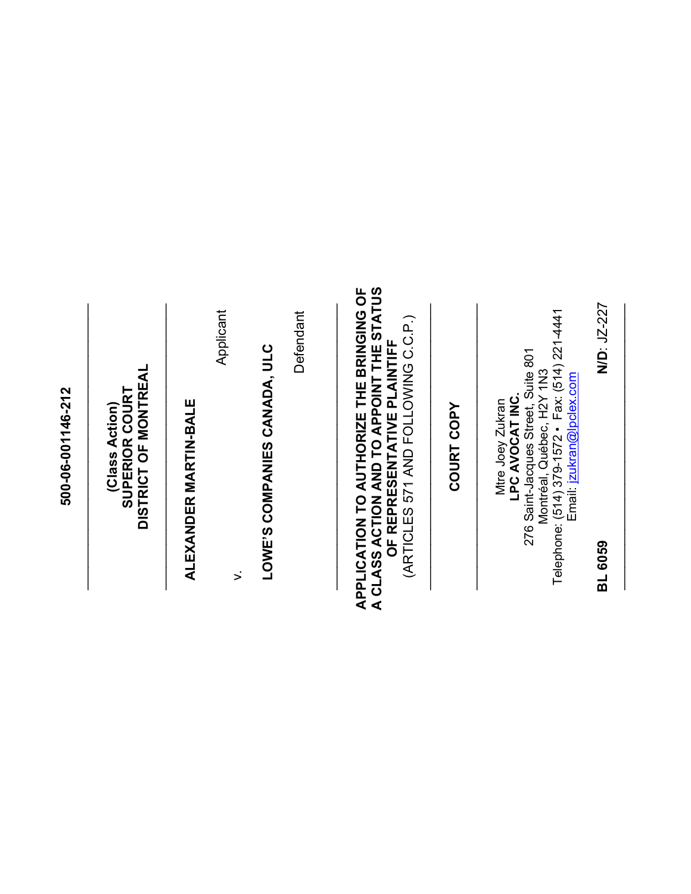**500-06-001146-212**

**(Class Action)**
**SUPERIOR COURT**
**DISTRICT OF MONTREAL**

---

**ALEXANDER MARTIN-BALE**

Applicant

v.

**LOWE'S COMPANIES CANADA, ULC**

Defendant

---

**APPLICATION TO AUTHORIZE THE BRINGING OF A CLASS ACTION AND TO APPOINT THE STATUS OF REPRESENTATIVE PLAINTIFF**
(ARTICLES 571 AND FOLLOWING C.C.P.)

---

**COURT COPY**

---

Mtre Joey Zukran
**LPC AVOCAT INC.**
276 Saint-Jacques Street, Suite 801
Montréal, Québec, H2Y 1N3
Telephone: (514) 379-1572 • Fax: (514) 221-4441
Email: jzukran@lpclex.com

**BL 6059** | **N/D**: JZ-227